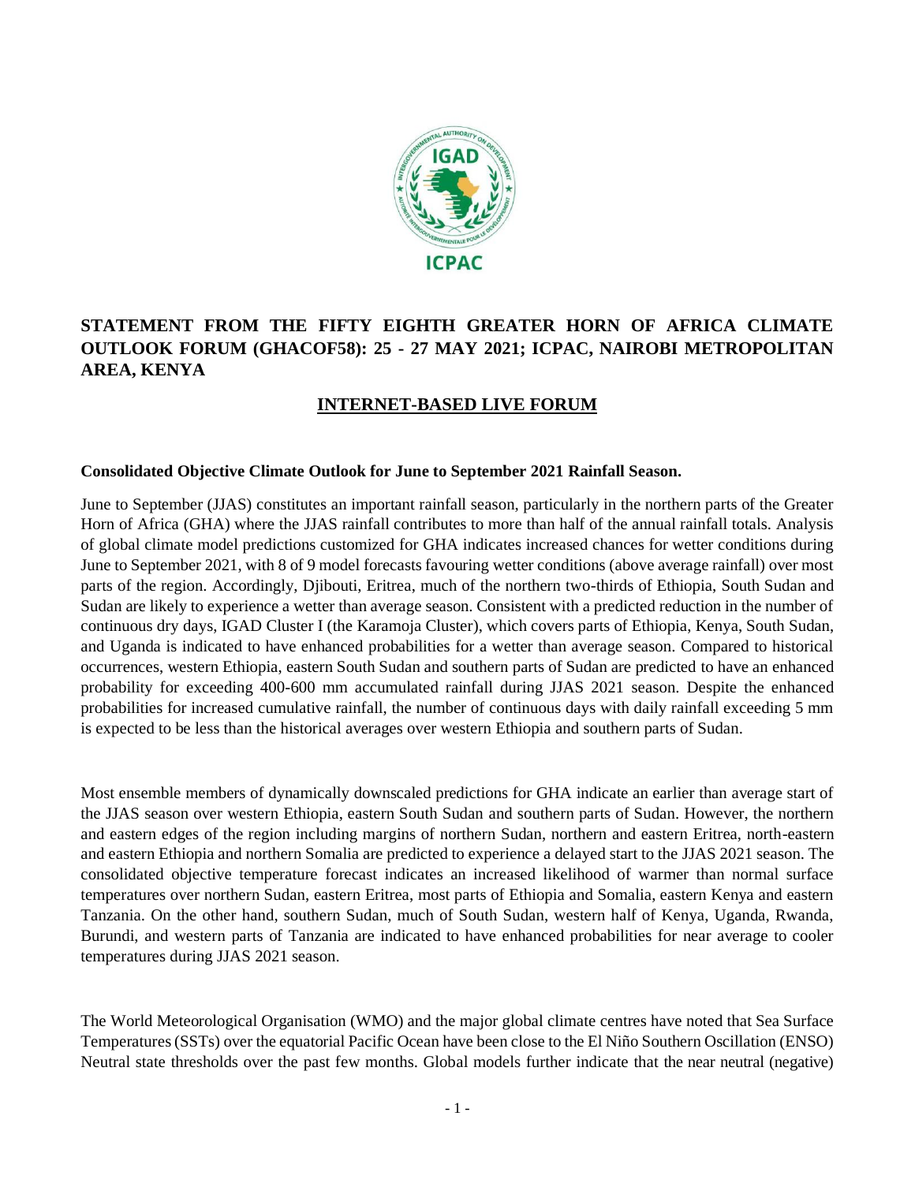# STATEMENT FROM THE FIFTY EIGHTH GREATER HORN OF AFRICA CLIMATE OUTLOOK FORUM (GHACOF58): 25 - 27 MAY 2021; ICPAC, NAIROBI METROPOLITAN AREA, KENYA

## INTERNET-BASED LIVE FORUM

**Consolidated Objective Climate Outlook for June to September 2021 Rainfall Season.**

June to September (JJAS) constitutes an important rainfall season, particularly in the northern parts of the Greater Horn of Africa (GHA) where the JJAS rainfall contributes to more than half of the annual rainfall totals. Analysis of global climate model predictions customized for GHA indicates increased chances for wetter conditions during June to September 2021, with 8 of 9 model forecasts favouring wetter conditions (above average rainfall) over most parts of the region. Accordingly, Djibouti, Eritrea, much of the northern two-thirds of Ethiopia, South Sudan and Sudan are likely to experience a wetter than average season. Consistent with a predicted reduction in the number of continuous dry days, IGAD Cluster I (the Karamoja Cluster), which covers parts of Ethiopia, Kenya, South Sudan, and Uganda is indicated to have enhanced probabilities for a wetter than average season. Compared to historical occurrences, western Ethiopia, eastern South Sudan and southern parts of Sudan are predicted to have an enhanced probability for exceeding 400-600 mm accumulated rainfall during JJAS 2021 season. Despite the enhanced probabilities for increased cumulative rainfall, the number of continuous days with daily rainfall exceeding 5 mm is expected to be less than the historical averages over western Ethiopia and southern parts of Sudan.

Most ensemble members of dynamically downscaled predictions for GHA indicate an earlier than average start of the JJAS season over western Ethiopia, eastern South Sudan and southern parts of Sudan. However, the northern and eastern edges of the region including margins of northern Sudan, northern and eastern Eritrea, north-eastern and eastern Ethiopia and northern Somalia are predicted to experience a delayed start to the JJAS 2021 season. The consolidated objective temperature forecast indicates an increased likelihood of warmer than normal surface temperatures over northern Sudan, eastern Eritrea, most parts of Ethiopia and Somalia, eastern Kenya and eastern Tanzania. On the other hand, southern Sudan, much of South Sudan, western half of Kenya, Uganda, Rwanda, Burundi, and western parts of Tanzania are indicated to have enhanced probabilities for near average to cooler temperatures during JJAS 2021 season.

The World Meteorological Organisation (WMO) and the major global climate centres have noted that Sea Surface Temperatures (SSTs) over the equatorial Pacific Ocean have been close to the El Niño Southern Oscillation (ENSO) Neutral state thresholds over the past few months. Global models further indicate that the near neutral (negative)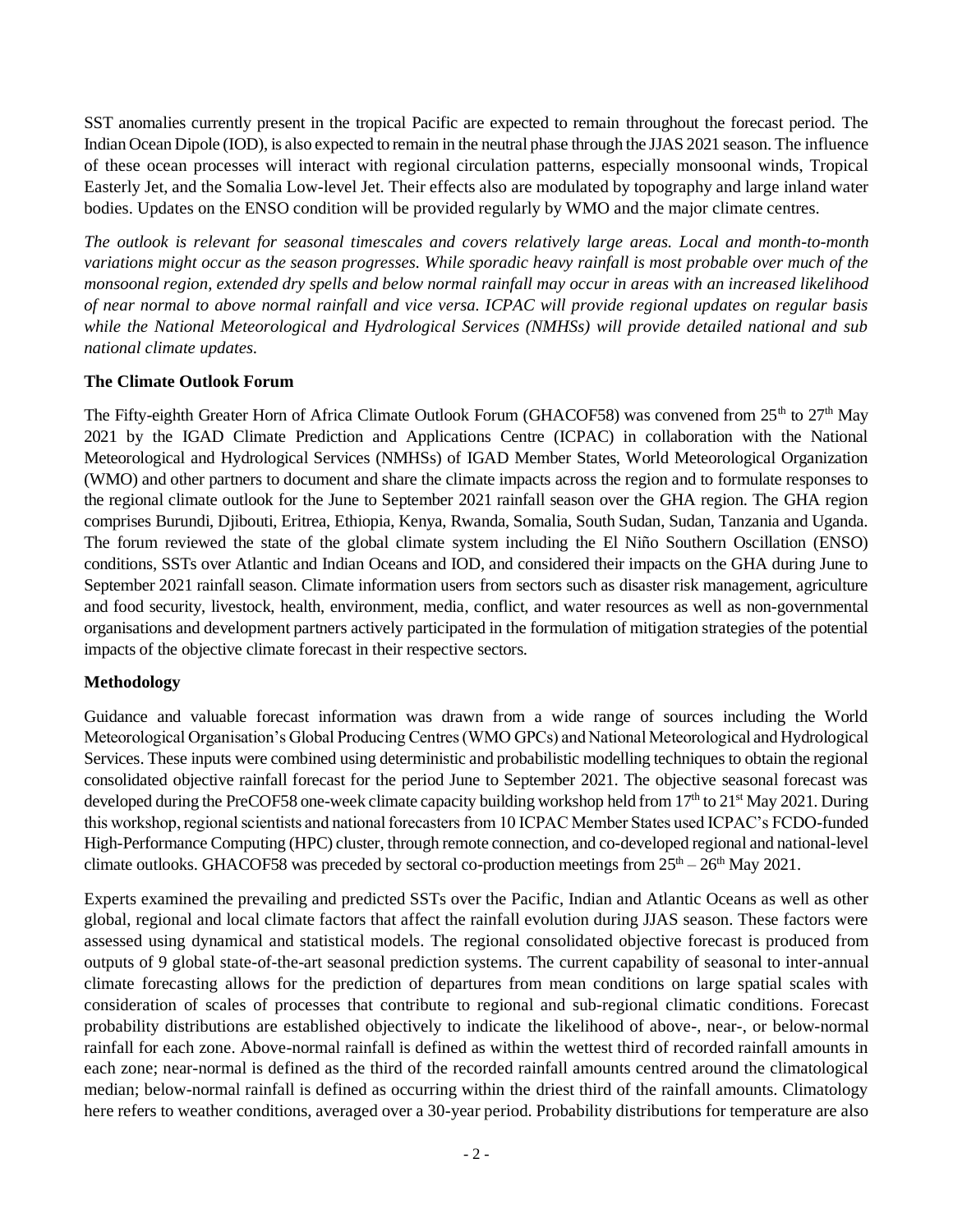SST anomalies currently present in the tropical Pacific are expected to remain throughout the forecast period. The Indian Ocean Dipole (IOD), is also expected to remain in the neutral phase through the JJAS 2021 season. The influence of these ocean processes will interact with regional circulation patterns, especially monsoonal winds, Tropical Easterly Jet, and the Somalia Low-level Jet. Their effects also are modulated by topography and large inland water bodies. Updates on the ENSO condition will be provided regularly by WMO and the major climate centres.

*The outlook is relevant for seasonal timescales and covers relatively large areas. Local and month-to-month variations might occur as the season progresses. While sporadic heavy rainfall is most probable over much of the monsoonal region, extended dry spells and below normal rainfall may occur in areas with an increased likelihood of near normal to above normal rainfall and vice versa. ICPAC will provide regional updates on regular basis while the National Meteorological and Hydrological Services (NMHSs) will provide detailed national and sub national climate updates.*

**The Climate Outlook Forum**

The Fifty-eighth Greater Horn of Africa Climate Outlook Forum (GHACOF58) was convened from 25th to 27th May 2021 by the IGAD Climate Prediction and Applications Centre (ICPAC) in collaboration with the National Meteorological and Hydrological Services (NMHSs) of IGAD Member States, World Meteorological Organization (WMO) and other partners to document and share the climate impacts across the region and to formulate responses to the regional climate outlook for the June to September 2021 rainfall season over the GHA region. The GHA region comprises Burundi, Djibouti, Eritrea, Ethiopia, Kenya, Rwanda, Somalia, South Sudan, Sudan, Tanzania and Uganda. The forum reviewed the state of the global climate system including the El Niño Southern Oscillation (ENSO) conditions, SSTs over Atlantic and Indian Oceans and IOD, and considered their impacts on the GHA during June to September 2021 rainfall season. Climate information users from sectors such as disaster risk management, agriculture and food security, livestock, health, environment, media, conflict, and water resources as well as non-governmental organisations and development partners actively participated in the formulation of mitigation strategies of the potential impacts of the objective climate forecast in their respective sectors.

**Methodology**

Guidance and valuable forecast information was drawn from a wide range of sources including the World Meteorological Organisation's Global Producing Centres (WMO GPCs) and National Meteorological and Hydrological Services. These inputs were combined using deterministic and probabilistic modelling techniques to obtain the regional consolidated objective rainfall forecast for the period June to September 2021. The objective seasonal forecast was developed during the PreCOF58 one-week climate capacity building workshop held from 17th to 21st May 2021. During this workshop, regional scientists and national forecasters from 10 ICPAC Member States used ICPAC's FCDO-funded High-Performance Computing (HPC) cluster, through remote connection, and co-developed regional and national-level climate outlooks. GHACOF58 was preceded by sectoral co-production meetings from 25th – 26th May 2021.

Experts examined the prevailing and predicted SSTs over the Pacific, Indian and Atlantic Oceans as well as other global, regional and local climate factors that affect the rainfall evolution during JJAS season. These factors were assessed using dynamical and statistical models. The regional consolidated objective forecast is produced from outputs of 9 global state-of-the-art seasonal prediction systems. The current capability of seasonal to inter-annual climate forecasting allows for the prediction of departures from mean conditions on large spatial scales with consideration of scales of processes that contribute to regional and sub-regional climatic conditions. Forecast probability distributions are established objectively to indicate the likelihood of above-, near-, or below-normal rainfall for each zone. Above-normal rainfall is defined as within the wettest third of recorded rainfall amounts in each zone; near-normal is defined as the third of the recorded rainfall amounts centred around the climatological median; below-normal rainfall is defined as occurring within the driest third of the rainfall amounts. Climatology here refers to weather conditions, averaged over a 30-year period. Probability distributions for temperature are also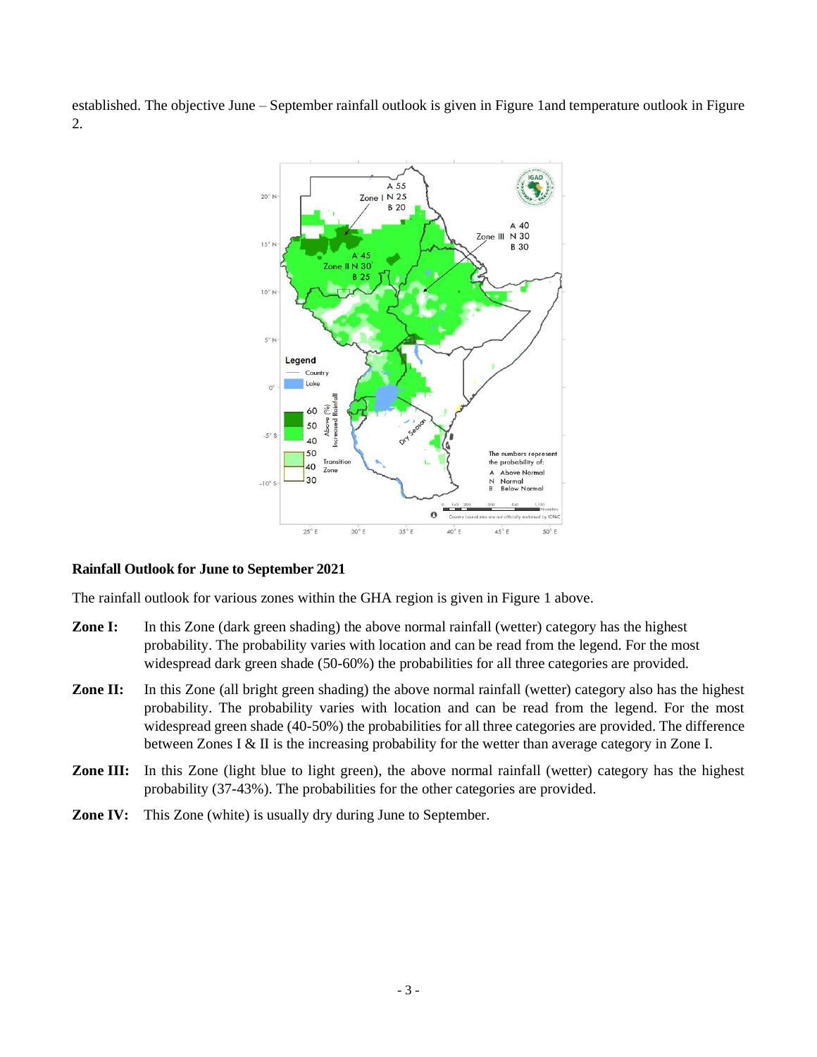established. The objective June – September rainfall outlook is given in Figure 1and temperature outlook in Figure 2.

**Rainfall Outlook for June to September 2021**

The rainfall outlook for various zones within the GHA region is given in Figure 1 above.

**Zone I:** In this Zone (dark green shading) the above normal rainfall (wetter) category has the highest probability. The probability varies with location and can be read from the legend. For the most widespread dark green shade (50-60%) the probabilities for all three categories are provided.

**Zone II:** In this Zone (all bright green shading) the above normal rainfall (wetter) category also has the highest probability. The probability varies with location and can be read from the legend. For the most widespread green shade (40-50%) the probabilities for all three categories are provided. The difference between Zones I & II is the increasing probability for the wetter than average category in Zone I.

**Zone III:** In this Zone (light blue to light green), the above normal rainfall (wetter) category has the highest probability (37-43%). The probabilities for the other categories are provided.

**Zone IV:** This Zone (white) is usually dry during June to September.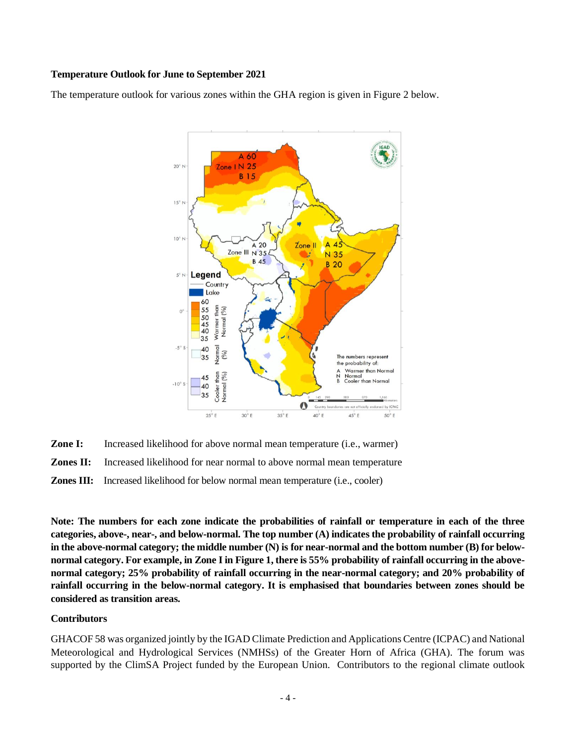**Temperature Outlook for June to September 2021**

The temperature outlook for various zones within the GHA region is given in Figure 2 below.

**Zone I:** Increased likelihood for above normal mean temperature (i.e., warmer)

**Zones II:** Increased likelihood for near normal to above normal mean temperature

**Zones III:** Increased likelihood for below normal mean temperature (i.e., cooler)

**Note: The numbers for each zone indicate the probabilities of rainfall or temperature in each of the three categories, above-, near-, and below-normal. The top number (A) indicates the probability of rainfall occurring in the above-normal category; the middle number (N) is for near-normal and the bottom number (B) for below-normal category. For example, in Zone I in Figure 1, there is 55% probability of rainfall occurring in the above-normal category; 25% probability of rainfall occurring in the near-normal category; and 20% probability of rainfall occurring in the below-normal category. It is emphasised that boundaries between zones should be considered as transition areas.**

**Contributors**

GHACOF 58 was organized jointly by the IGAD Climate Prediction and Applications Centre (ICPAC) and National Meteorological and Hydrological Services (NMHSs) of the Greater Horn of Africa (GHA). The forum was supported by the ClimSA Project funded by the European Union. Contributors to the regional climate outlook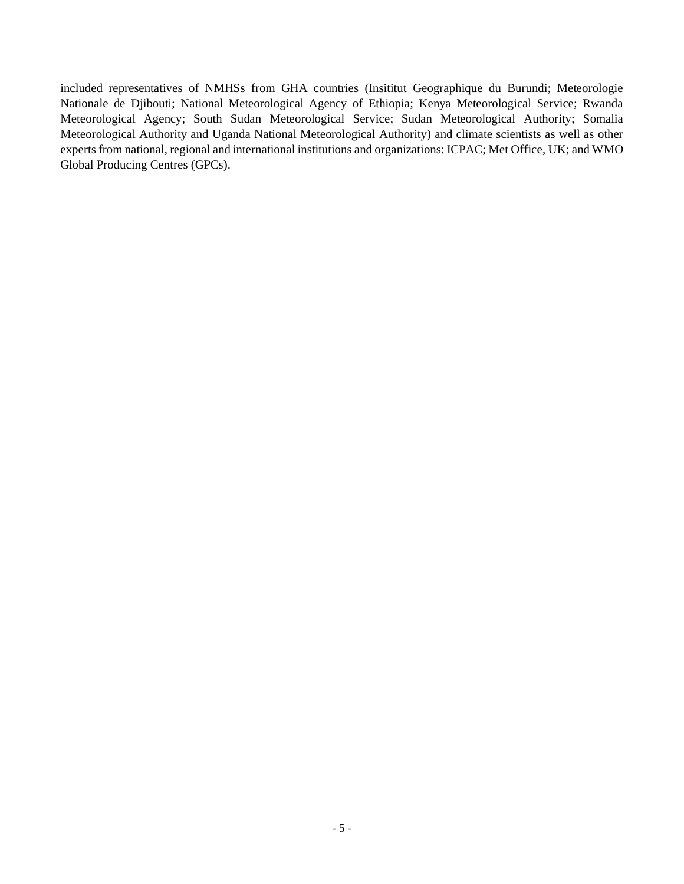included representatives of NMHSs from GHA countries (Insititut Geographique du Burundi; Meteorologie Nationale de Djibouti; National Meteorological Agency of Ethiopia; Kenya Meteorological Service; Rwanda Meteorological Agency; South Sudan Meteorological Service; Sudan Meteorological Authority; Somalia Meteorological Authority and Uganda National Meteorological Authority) and climate scientists as well as other experts from national, regional and international institutions and organizations: ICPAC; Met Office, UK; and WMO Global Producing Centres (GPCs).